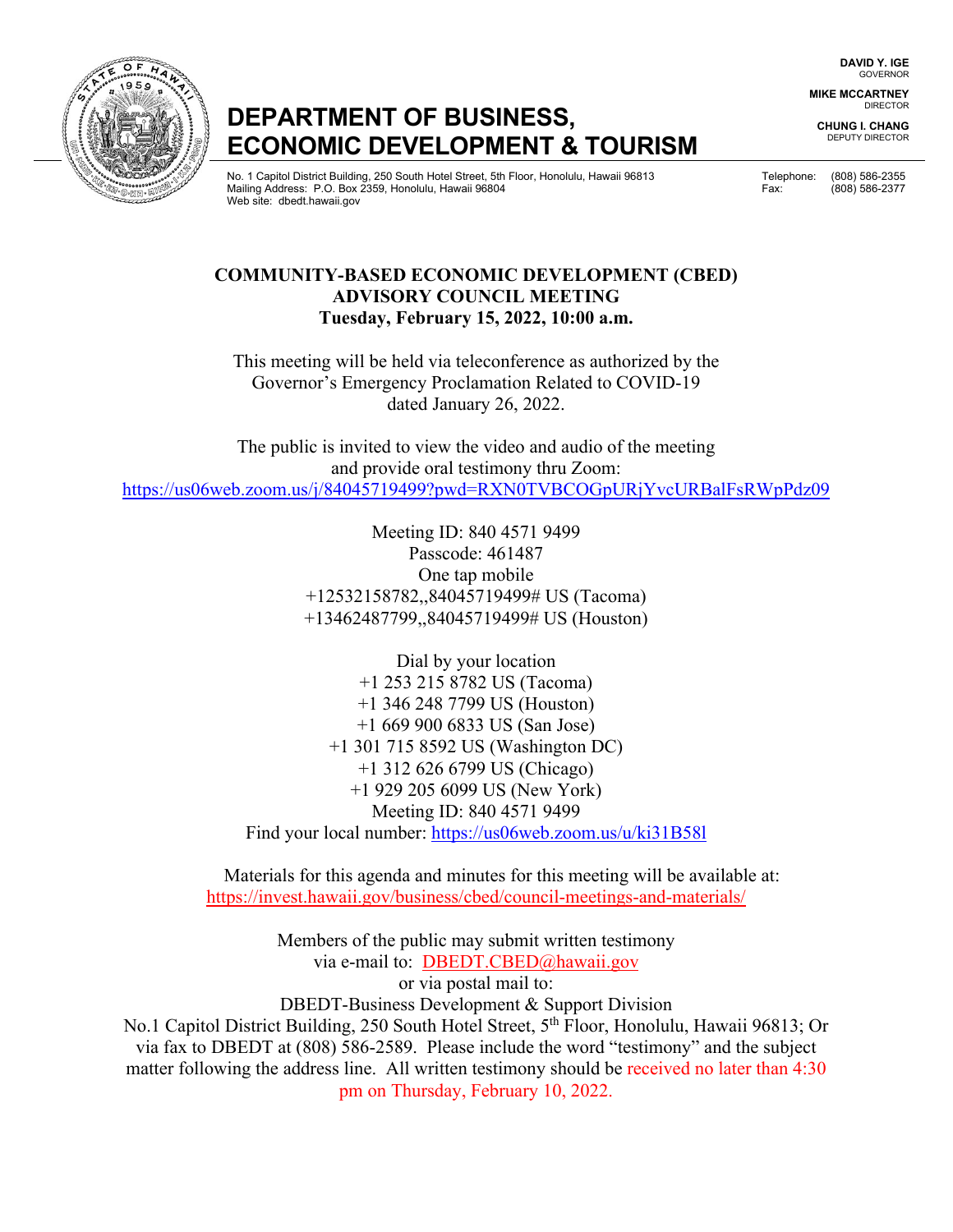DAVID Y. IGE
GOVERNOR

MIKE MCCARTNEY
DIRECTOR

CHUNG I. CHANG
DEPUTY DIRECTOR

# DEPARTMENT OF BUSINESS, ECONOMIC DEVELOPMENT & TOURISM

No. 1 Capitol District Building, 250 South Hotel Street, 5th Floor, Honolulu, Hawaii 96813
Mailing Address: P.O. Box 2359, Honolulu, Hawaii 96804
Web site: dbedt.hawaii.gov

Telephone: (808) 586-2355
Fax: (808) 586-2377

## COMMUNITY-BASED ECONOMIC DEVELOPMENT (CBED) ADVISORY COUNCIL MEETING
### Tuesday, February 15, 2022, 10:00 a.m.

This meeting will be held via teleconference as authorized by the Governor's Emergency Proclamation Related to COVID-19 dated January 26, 2022.

The public is invited to view the video and audio of the meeting and provide oral testimony thru Zoom:
https://us06web.zoom.us/j/84045719499?pwd=RXN0TVBCOGpURjYvcURBalFsRWpPdz09

Meeting ID: 840 4571 9499
Passcode: 461487
One tap mobile
+12532158782,,84045719499# US (Tacoma)
+13462487799,,84045719499# US (Houston)

Dial by your location
+1 253 215 8782 US (Tacoma)
+1 346 248 7799 US (Houston)
+1 669 900 6833 US (San Jose)
+1 301 715 8592 US (Washington DC)
+1 312 626 6799 US (Chicago)
+1 929 205 6099 US (New York)
Meeting ID: 840 4571 9499
Find your local number: https://us06web.zoom.us/u/ki31B58l

Materials for this agenda and minutes for this meeting will be available at:
https://invest.hawaii.gov/business/cbed/council-meetings-and-materials/

Members of the public may submit written testimony via e-mail to: DBEDT.CBED@hawaii.gov
or via postal mail to:
DBEDT-Business Development & Support Division
No.1 Capitol District Building, 250 South Hotel Street, 5th Floor, Honolulu, Hawaii 96813; Or via fax to DBEDT at (808) 586-2589. Please include the word "testimony" and the subject matter following the address line. All written testimony should be received no later than 4:30 pm on Thursday, February 10, 2022.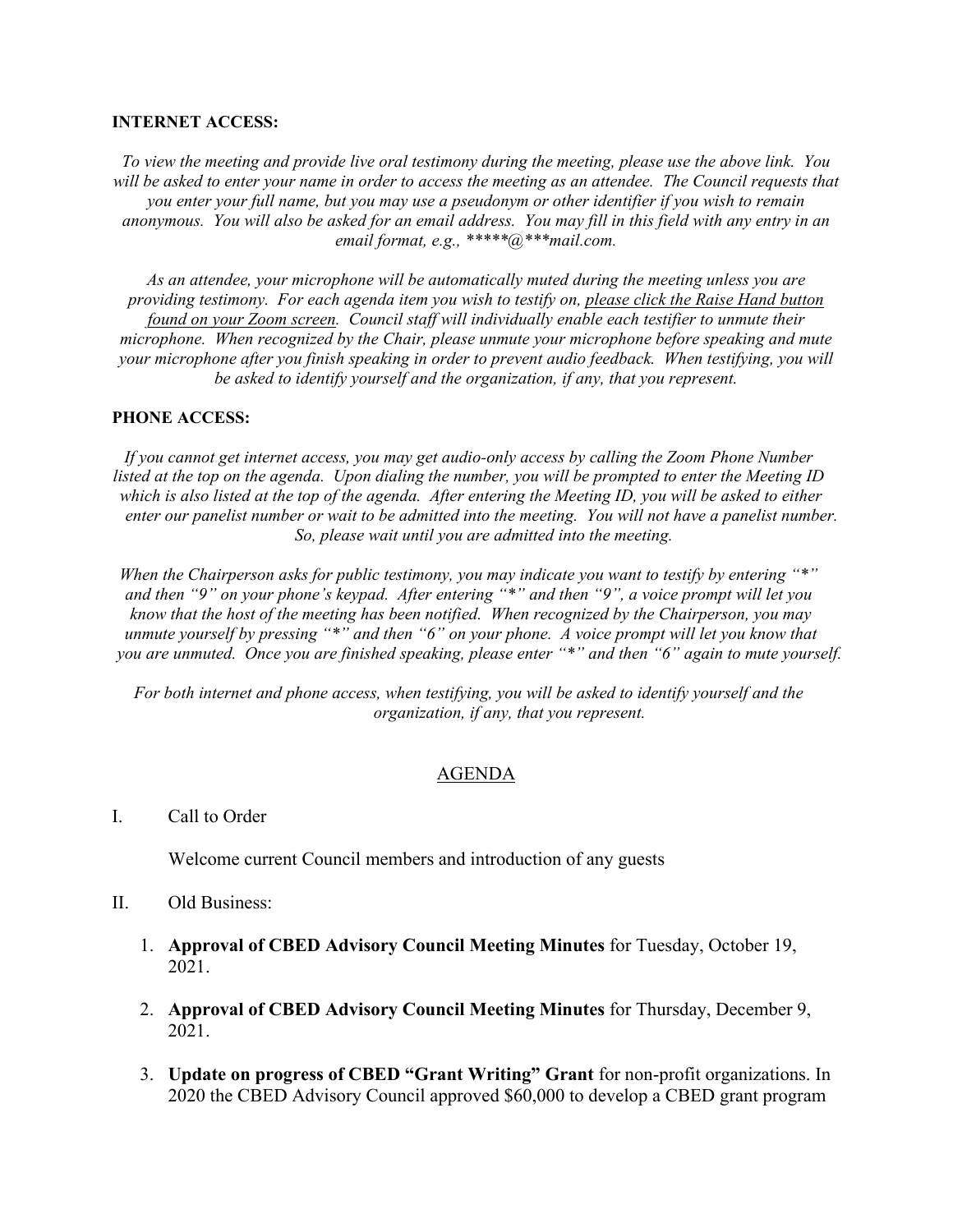**INTERNET ACCESS:**

*To view the meeting and provide live oral testimony during the meeting, please use the above link. You will be asked to enter your name in order to access the meeting as an attendee. The Council requests that you enter your full name, but you may use a pseudonym or other identifier if you wish to remain anonymous. You will also be asked for an email address. You may fill in this field with any entry in an email format, e.g., *****@***mail.com.*

*As an attendee, your microphone will be automatically muted during the meeting unless you are providing testimony. For each agenda item you wish to testify on, please click the Raise Hand button found on your Zoom screen. Council staff will individually enable each testifier to unmute their microphone. When recognized by the Chair, please unmute your microphone before speaking and mute your microphone after you finish speaking in order to prevent audio feedback. When testifying, you will be asked to identify yourself and the organization, if any, that you represent.*

**PHONE ACCESS:**

*If you cannot get internet access, you may get audio-only access by calling the Zoom Phone Number listed at the top on the agenda. Upon dialing the number, you will be prompted to enter the Meeting ID which is also listed at the top of the agenda. After entering the Meeting ID, you will be asked to either enter our panelist number or wait to be admitted into the meeting. You will not have a panelist number. So, please wait until you are admitted into the meeting.*

*When the Chairperson asks for public testimony, you may indicate you want to testify by entering "*" and then "9" on your phone's keypad. After entering "*" and then "9", a voice prompt will let you know that the host of the meeting has been notified. When recognized by the Chairperson, you may unmute yourself by pressing "*" and then "6" on your phone. A voice prompt will let you know that you are unmuted. Once you are finished speaking, please enter "*" and then "6" again to mute yourself.*

*For both internet and phone access, when testifying, you will be asked to identify yourself and the organization, if any, that you represent.*

## AGENDA

I. Call to Order

Welcome current Council members and introduction of any guests

II. Old Business:

1. **Approval of CBED Advisory Council Meeting Minutes** for Tuesday, October 19, 2021.

2. **Approval of CBED Advisory Council Meeting Minutes** for Thursday, December 9, 2021.

3. **Update on progress of CBED "Grant Writing" Grant** for non-profit organizations. In 2020 the CBED Advisory Council approved $60,000 to develop a CBED grant program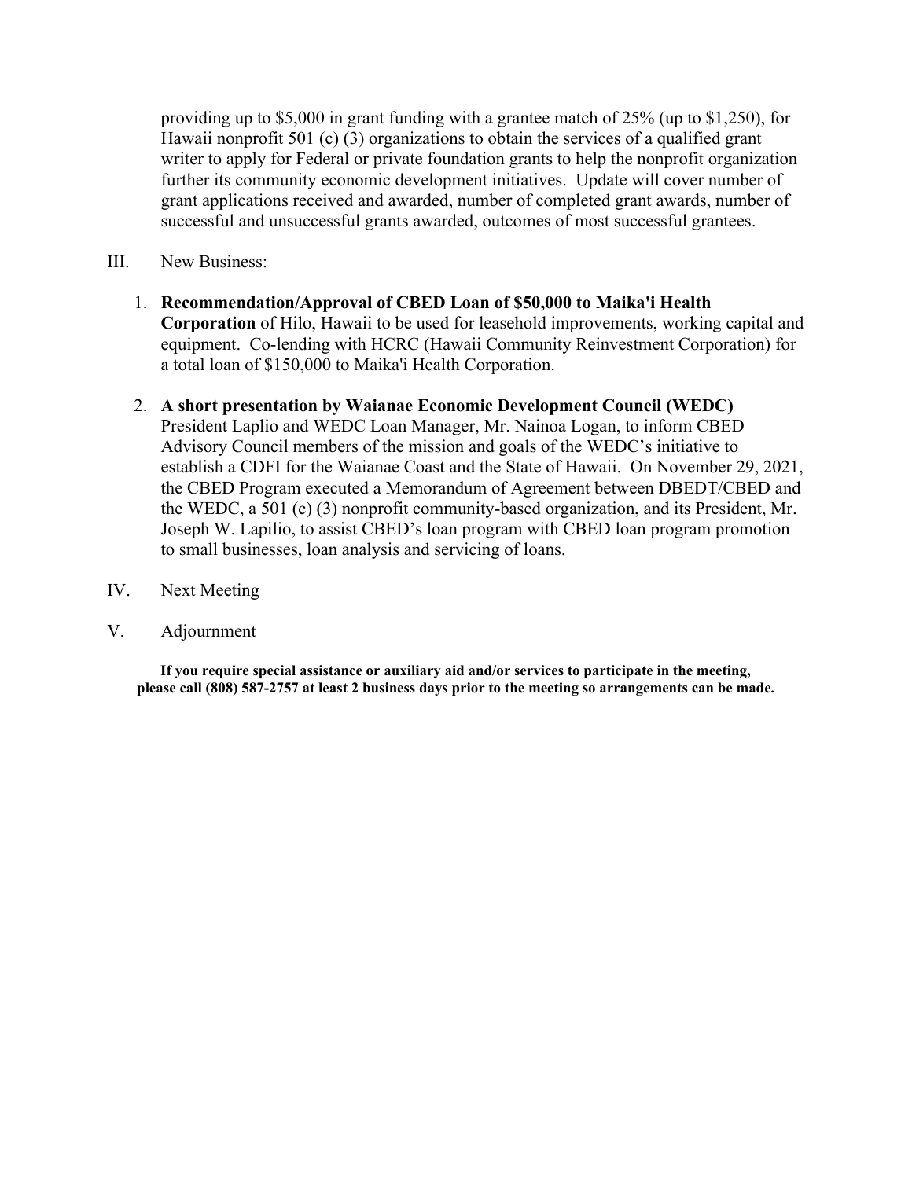providing up to $5,000 in grant funding with a grantee match of 25% (up to $1,250), for Hawaii nonprofit 501 (c) (3) organizations to obtain the services of a qualified grant writer to apply for Federal or private foundation grants to help the nonprofit organization further its community economic development initiatives. Update will cover number of grant applications received and awarded, number of completed grant awards, number of successful and unsuccessful grants awarded, outcomes of most successful grantees.

III. New Business:

1. **Recommendation/Approval of CBED Loan of $50,000 to Maika'i Health Corporation** of Hilo, Hawaii to be used for leasehold improvements, working capital and equipment. Co-lending with HCRC (Hawaii Community Reinvestment Corporation) for a total loan of $150,000 to Maika'i Health Corporation.

2. **A short presentation by Waianae Economic Development Council (WEDC)** President Laplio and WEDC Loan Manager, Mr. Nainoa Logan, to inform CBED Advisory Council members of the mission and goals of the WEDC's initiative to establish a CDFI for the Waianae Coast and the State of Hawaii. On November 29, 2021, the CBED Program executed a Memorandum of Agreement between DBEDT/CBED and the WEDC, a 501 (c) (3) nonprofit community-based organization, and its President, Mr. Joseph W. Lapilio, to assist CBED's loan program with CBED loan program promotion to small businesses, loan analysis and servicing of loans.

IV. Next Meeting

V. Adjournment

**If you require special assistance or auxiliary aid and/or services to participate in the meeting, please call (808) 587-2757 at least 2 business days prior to the meeting so arrangements can be made.**